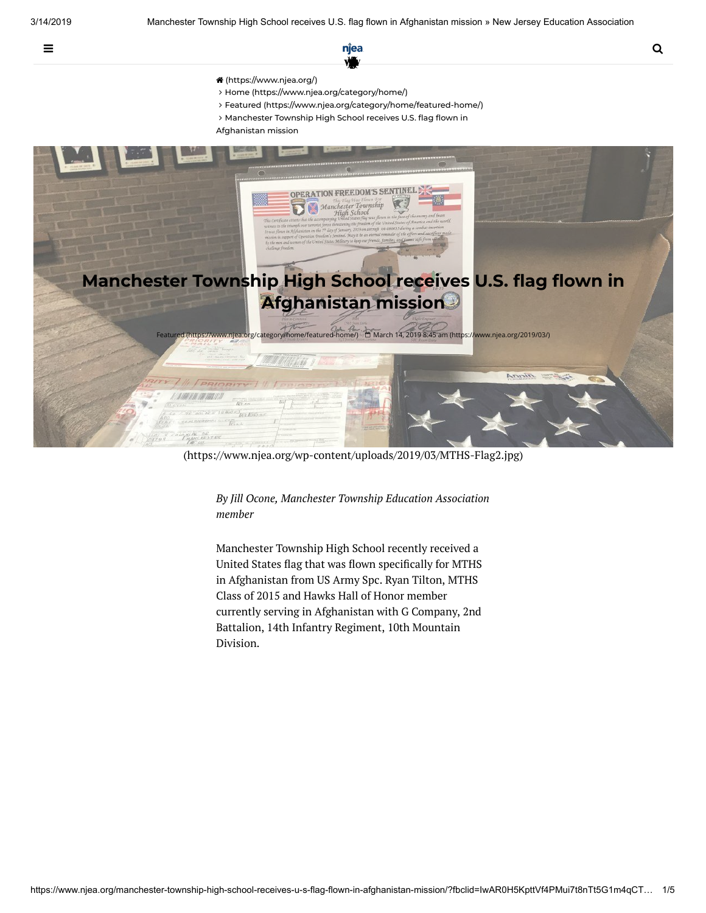- (https://www.njea.org/)
- Home (https://www.njea.org/category/home/)
- Featured (https://www.njea.org/category/home/featured-home/)
- Manchester Township High School receives U.S. flag flown in Afghanistan mission

# Manchester Township High School receives U.S. flag flown in Afghanistan mission

Featured (https://www.njea.org/category/home/featured-home/) March 14, 2019 8:45 am (https://www.njea.org/2019/03/)

(https://www.njea.org/wp-content/uploads/2019/03/MTHS-Flag2.jpg)

*By Jill Ocone, Manchester Township Education Association member*

Manchester Township High School recently received a United States flag that was flown specifically for MTHS in Afghanistan from US Army Spc. Ryan Tilton, MTHS Class of 2015 and Hawks Hall of Honor member currently serving in Afghanistan with G Company, 2nd Battalion, 14th Infantry Regiment, 10th Mountain Division.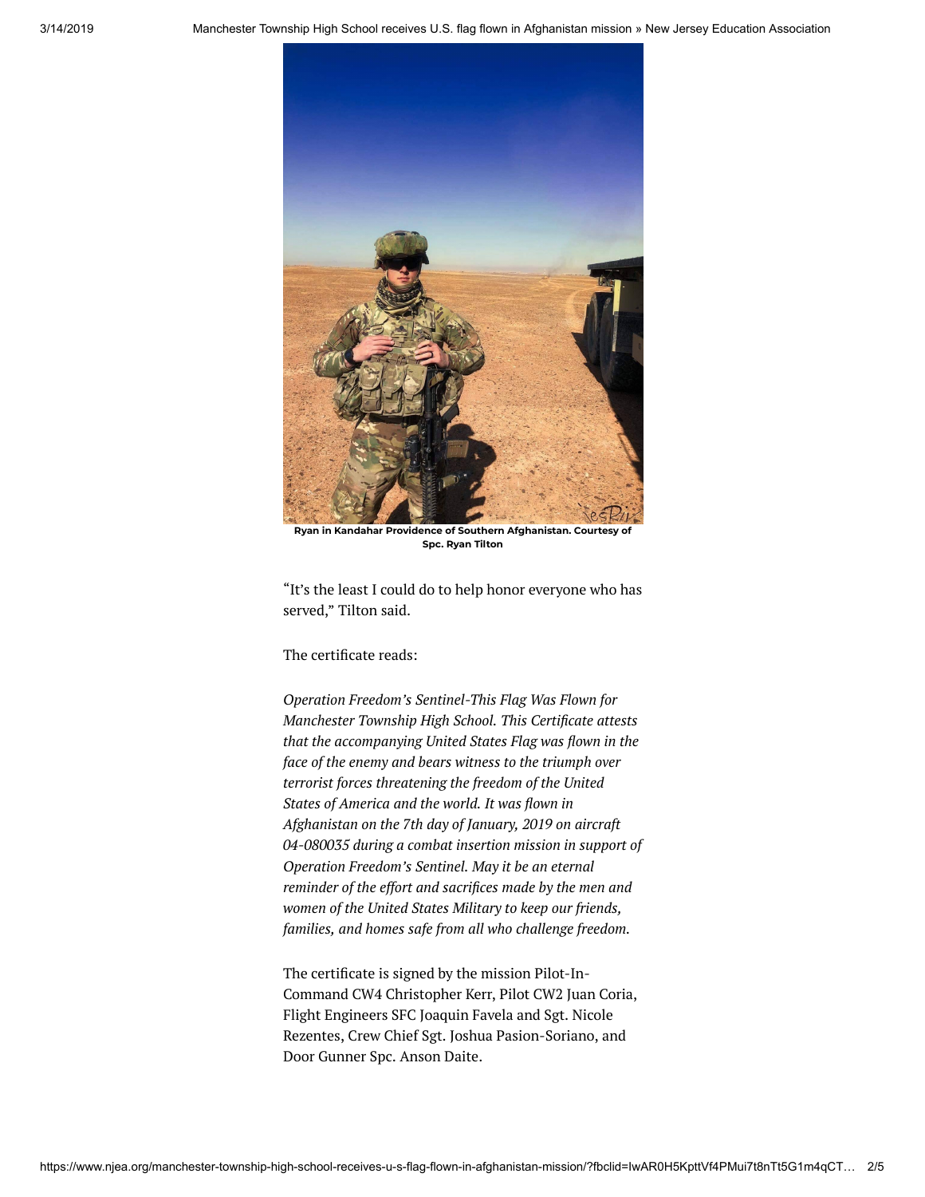Ryan in Kandahar Providence of Southern Afghanistan. Courtesy of Spc. Ryan Tilton

"It's the least I could do to help honor everyone who has served," Tilton said.

The certificate reads:

*Operation Freedom's Sentinel-This Flag Was Flown for Manchester Township High School. This Certificate attests that the accompanying United States Flag was flown in the face of the enemy and bears witness to the triumph over terrorist forces threatening the freedom of the United States of America and the world. It was flown in Afghanistan on the 7th day of January, 2019 on aircraft 04-080035 during a combat insertion mission in support of Operation Freedom's Sentinel. May it be an eternal reminder of the effort and sacrifices made by the men and women of the United States Military to keep our friends, families, and homes safe from all who challenge freedom.*

The certificate is signed by the mission Pilot-In-Command CW4 Christopher Kerr, Pilot CW2 Juan Coria, Flight Engineers SFC Joaquin Favela and Sgt. Nicole Rezentes, Crew Chief Sgt. Joshua Pasion-Soriano, and Door Gunner Spc. Anson Daite.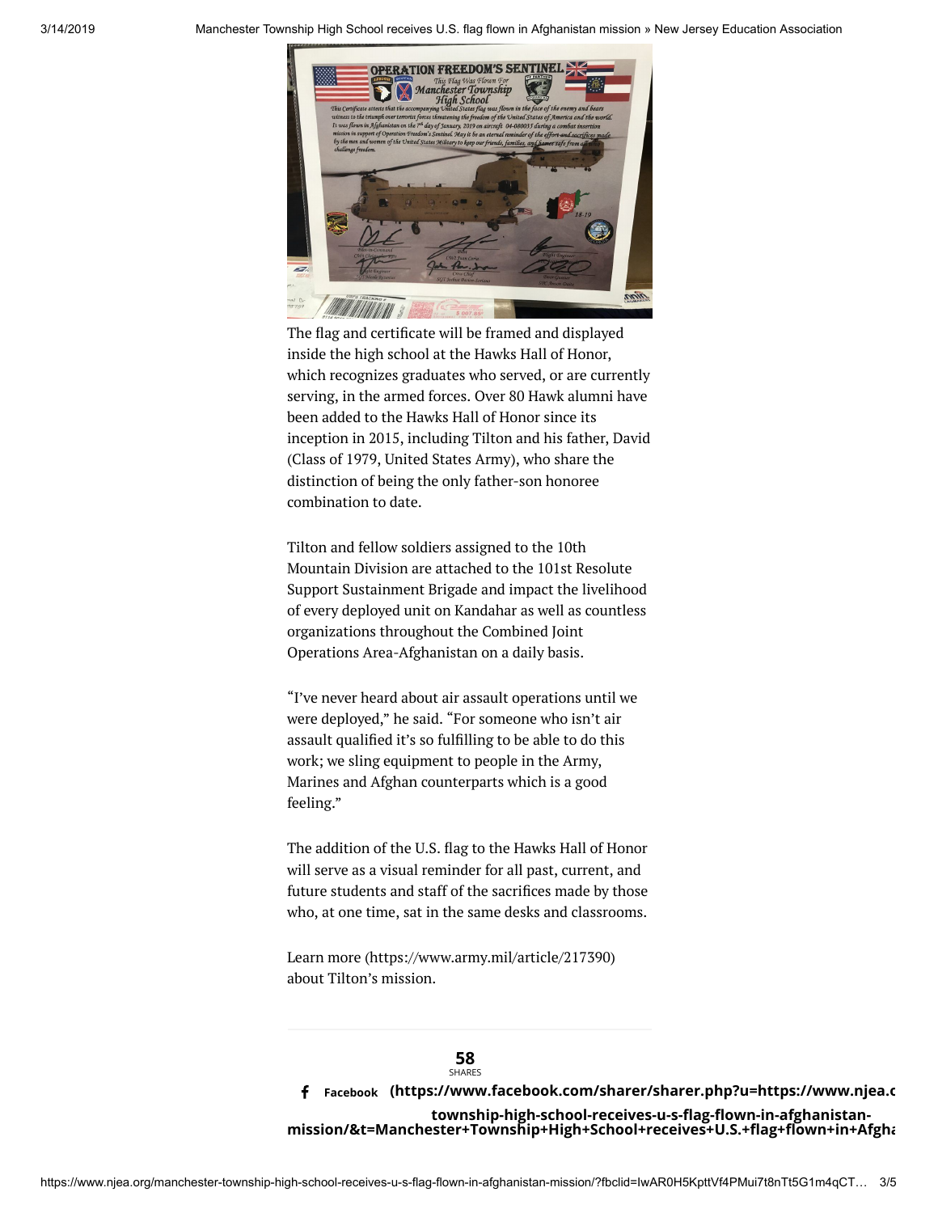The flag and certificate will be framed and displayed inside the high school at the Hawks Hall of Honor, which recognizes graduates who served, or are currently serving, in the armed forces. Over 80 Hawk alumni have been added to the Hawks Hall of Honor since its inception in 2015, including Tilton and his father, David (Class of 1979, United States Army), who share the distinction of being the only father-son honoree combination to date.

Tilton and fellow soldiers assigned to the 10th Mountain Division are attached to the 101st Resolute Support Sustainment Brigade and impact the livelihood of every deployed unit on Kandahar as well as countless organizations throughout the Combined Joint Operations Area-Afghanistan on a daily basis.

"I've never heard about air assault operations until we were deployed," he said. "For someone who isn't air assault qualified it's so fulfilling to be able to do this work; we sling equipment to people in the Army, Marines and Afghan counterparts which is a good feeling."

The addition of the U.S. flag to the Hawks Hall of Honor will serve as a visual reminder for all past, current, and future students and staff of the sacrifices made by those who, at one time, sat in the same desks and classrooms.

Learn more (https://www.army.mil/article/217390) about Tilton's mission.

**58**
SHARES

**Facebook (https://www.facebook.com/sharer/sharer.php?u=https://www.njea.org/manchester-township-high-school-receives-u-s-flag-flown-in-afghanistan-mission/&t=Manchester+Township+High+School+receives+U.S.+flag+flown+in+Afgha**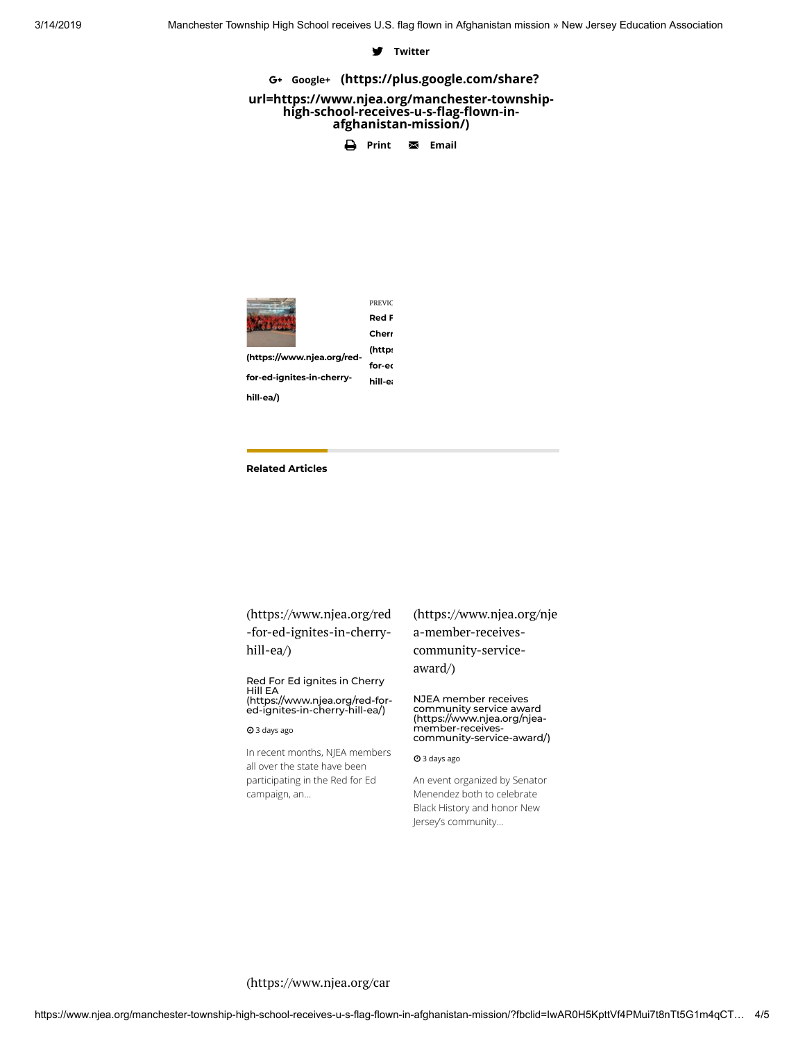Twitter

Google+ **(https://plus.google.com/share?url=https://www.njea.org/manchester-township-high-school-receives-u-s-flag-flown-in-afghanistan-mission/)**

Print Email

**(https://www.njea.org/red-for-ed-ignites-in-cherry-hill-ea/)**

PREVIC
**Red F**
**Cherr**
**(http:**
**for-ec**
**hill-ea**

**Related Articles**

(https://www.njea.org/red-for-ed-ignites-in-cherry-hill-ea/)

Red For Ed ignites in Cherry Hill EA (https://www.njea.org/red-for-ed-ignites-in-cherry-hill-ea/)

3 days ago

In recent months, NJEA members all over the state have been participating in the Red for Ed campaign, an...

(https://www.njea.org/njea-member-receives-community-service-award/)

NJEA member receives community service award (https://www.njea.org/njea-member-receives-community-service-award/)

3 days ago

An event organized by Senator Menendez both to celebrate Black History and honor New Jersey's community...

(https://www.njea.org/car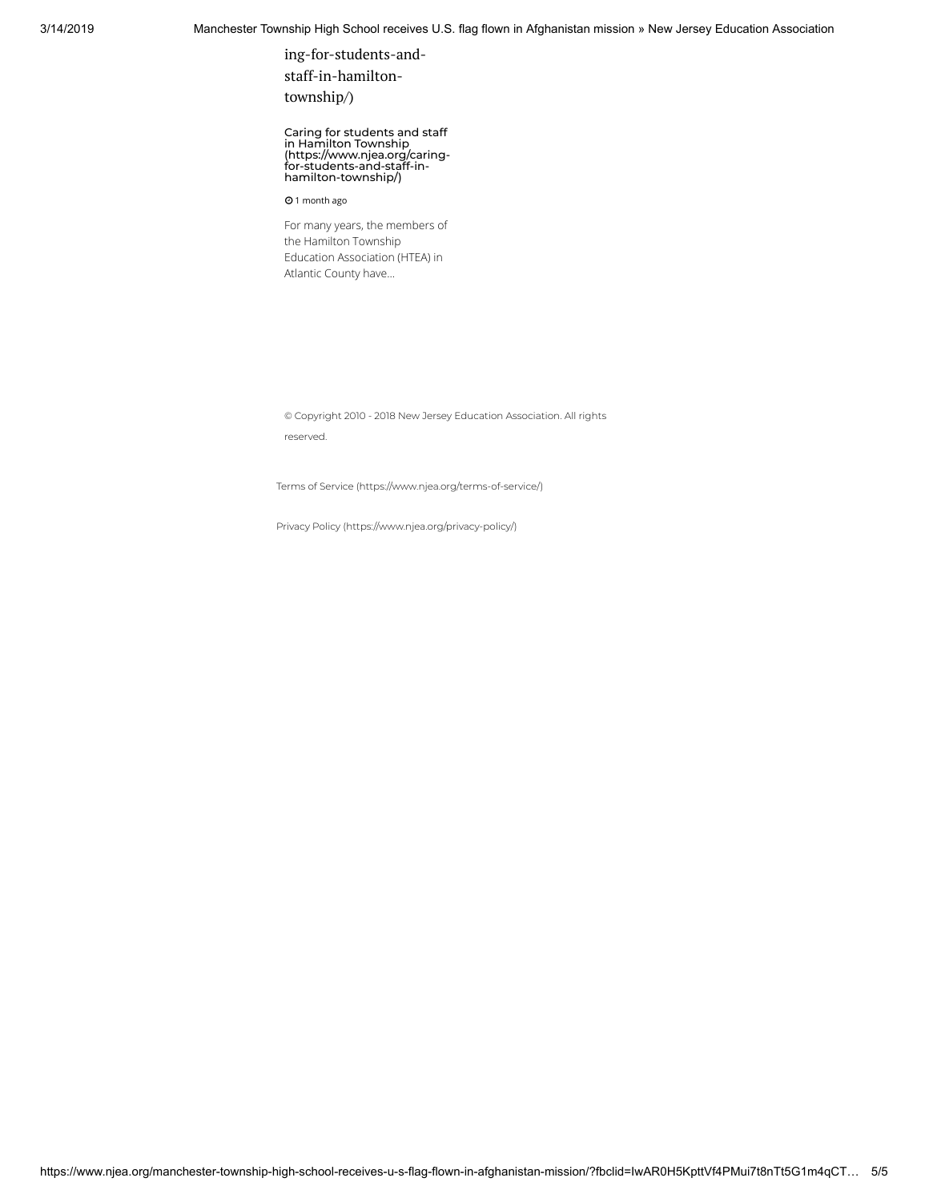ing-for-students-and-staff-in-hamilton-township/)

Caring for students and staff in Hamilton Township (https://www.njea.org/caring-for-students-and-staff-in-hamilton-township/)

1 month ago

For many years, the members of the Hamilton Township Education Association (HTEA) in Atlantic County have...

© Copyright 2010 - 2018 New Jersey Education Association. All rights reserved.

Terms of Service (https://www.njea.org/terms-of-service/)

Privacy Policy (https://www.njea.org/privacy-policy/)